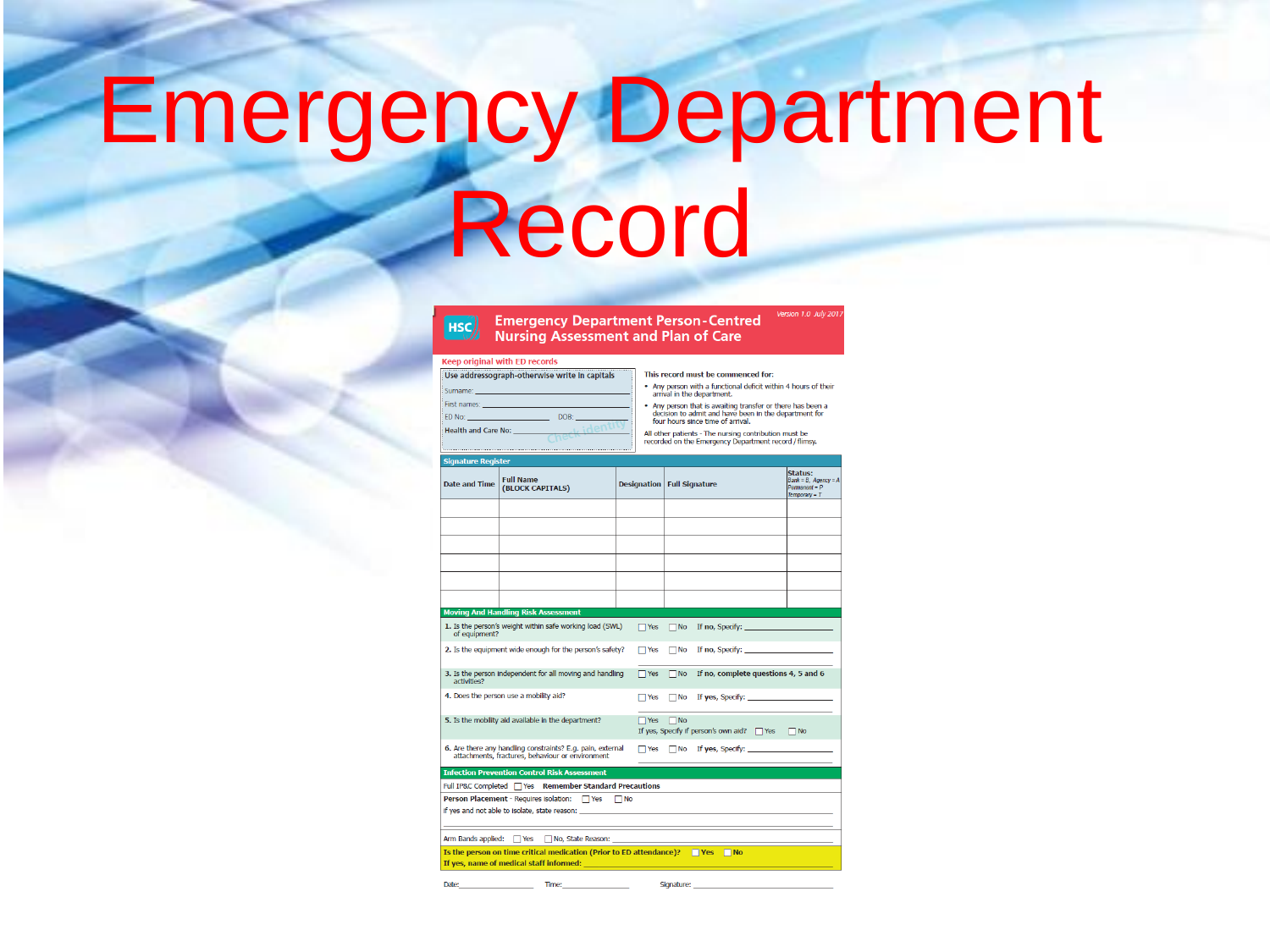# Emergency Department Record

## Emergency Department Person-Centred Nursing Assessment and Plan of Care

HSC

*Version 1.0 July 2017*

**Keep original with ED records**

**Use addressograph-otherwise write in capitals**

Surname: ____________________

First names: ____________________

ED No: ____________ DOB: ____________

**Health and Care No:** ____________________

Check identity

**This record must be commenced for:**

- Any person with a functional deficit within 4 hours of their arrival in the department.
- Any person that is awaiting transfer or there has been a decision to admit and have been in the department for four hours since time of arrival.

All other patients - The nursing contribution must be recorded on the Emergency Department record / flimsy.

**Signature Register**

| Date and Time | Full Name (BLOCK CAPITALS) | Designation | Full Signature | Status: Bank = B, Agency = A Permanent = P Temporary = T |
|---|---|---|---|---|
| | | | | |
| | | | | |
| | | | | |
| | | | | |
| | | | | |
| | | | | |

**Moving And Handling Risk Assessment**

| | | |
|---|---|---|
| 1. Is the person's weight within safe working load (SWL) of equipment? | ☐ Yes ☐ No | If **no**, Specify: ____________ |
| 2. Is the equipment wide enough for the person's safety? | ☐ Yes ☐ No | If **no**, Specify: ____________ |
| 3. Is the person independent for all moving and handling activities? | ☐ Yes ☐ No | **If no, complete questions 4, 5 and 6** |
| 4. Does the person use a mobility aid? | ☐ Yes ☐ No | If **yes**, Specify: ____________ |
| 5. Is the mobility aid available in the department? | ☐ Yes ☐ No | If yes, Specify if person's own aid? ☐ Yes ☐ No |
| 6. Are there any handling constraints? E.g. pain, external attachments, fractures, behaviour or environment | ☐ Yes ☐ No | If **yes**, Specify: ____________ |

**Infection Prevention Control Risk Assessment**

Full IP&C Completed ☐ Yes **Remember Standard Precautions**

**Person Placement** - Requires isolation: ☐ Yes ☐ No

If yes and not able to isolate, state reason: ____________________

Arm Bands applied: ☐ Yes ☐ No, State Reason: ____________________

**Is the person on time critical medication (Prior to ED attendance)?** ☐ **Yes** ☐ **No**

**If yes, name of medical staff informed:** ____________________

Date: ____________ Time: ____________ Signature: ____________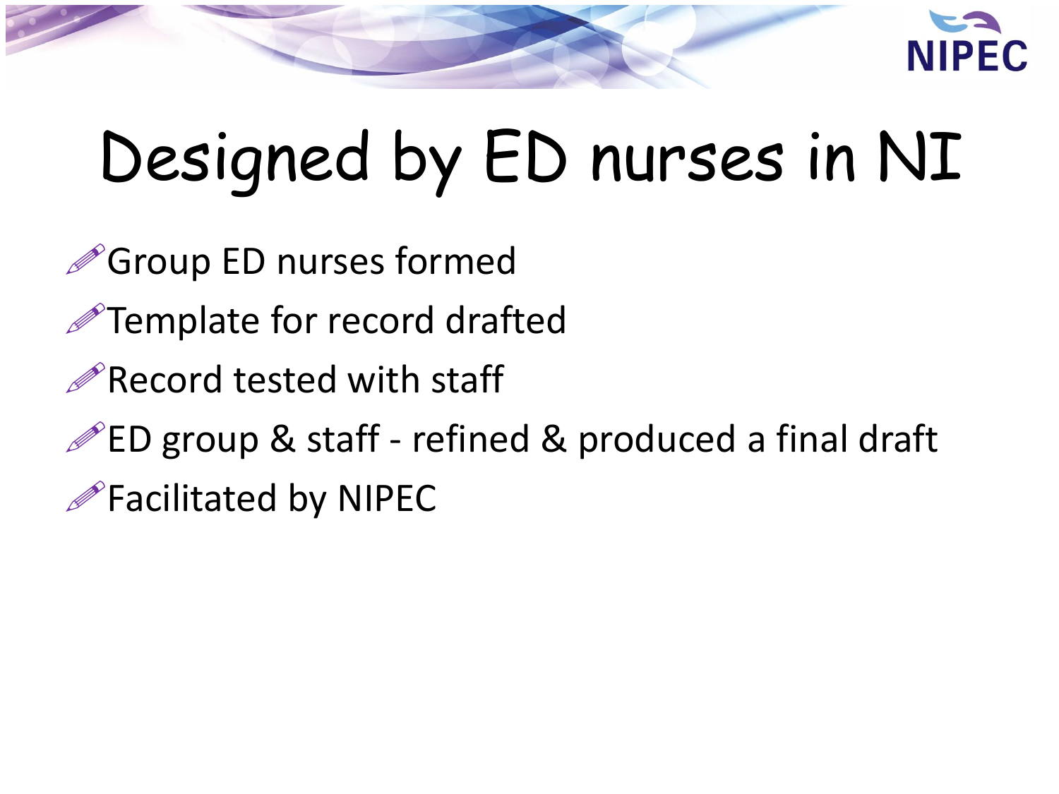# Designed by ED nurses in NI

- Group ED nurses formed
- Template for record drafted
- Record tested with staff
- ED group & staff - refined & produced a final draft
- Facilitated by NIPEC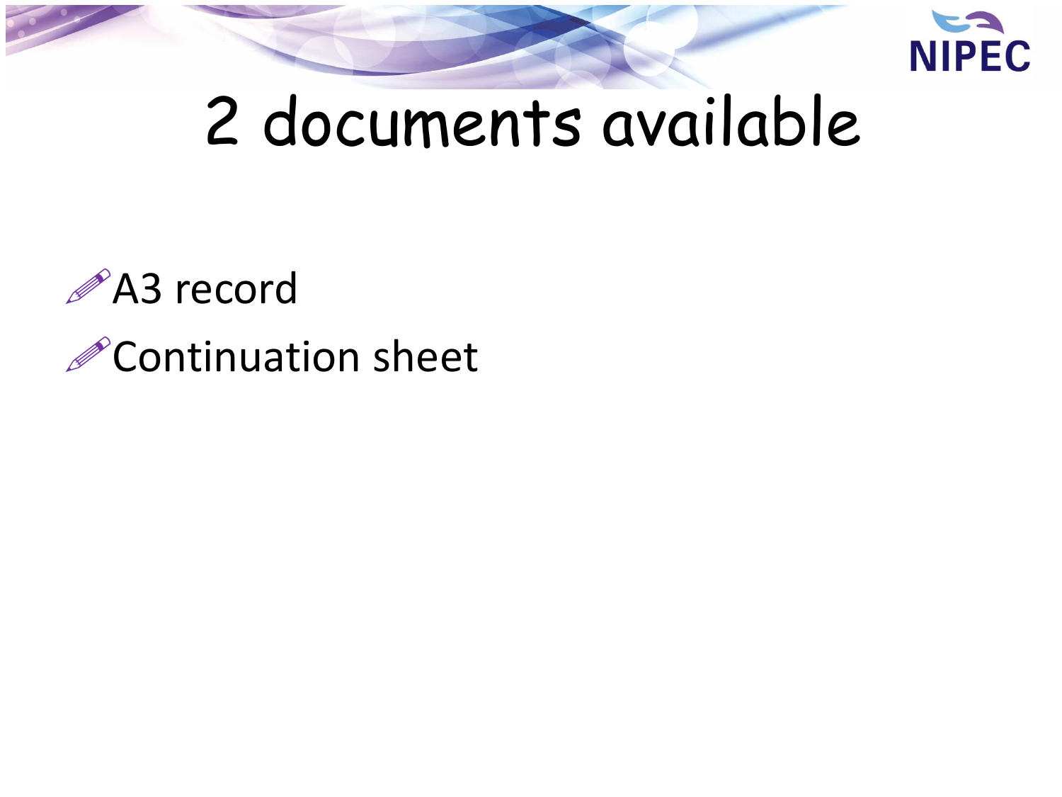# 2 documents available

- A3 record
- Continuation sheet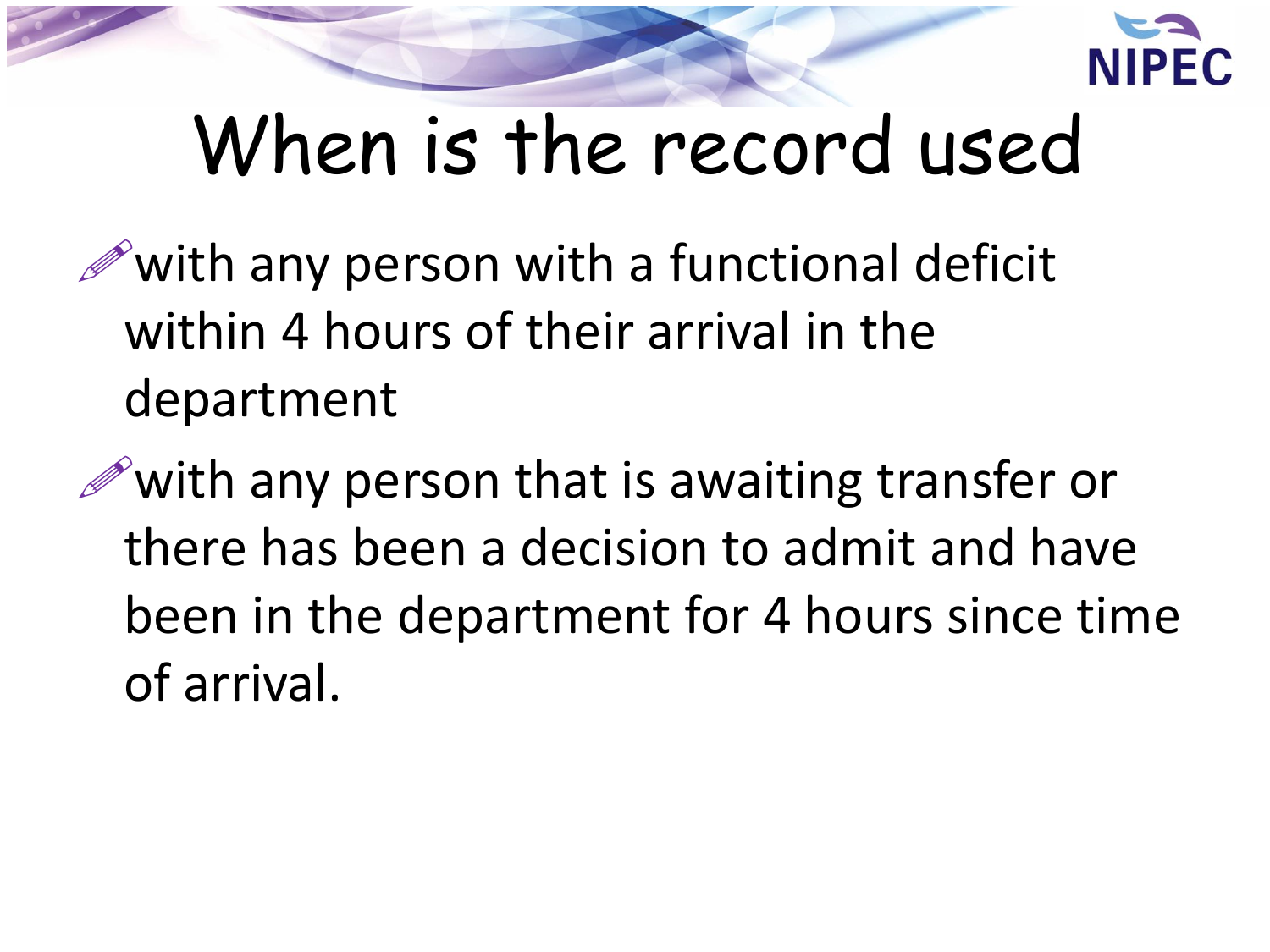# When is the record used

- with any person with a functional deficit within 4 hours of their arrival in the department
- with any person that is awaiting transfer or there has been a decision to admit and have been in the department for 4 hours since time of arrival.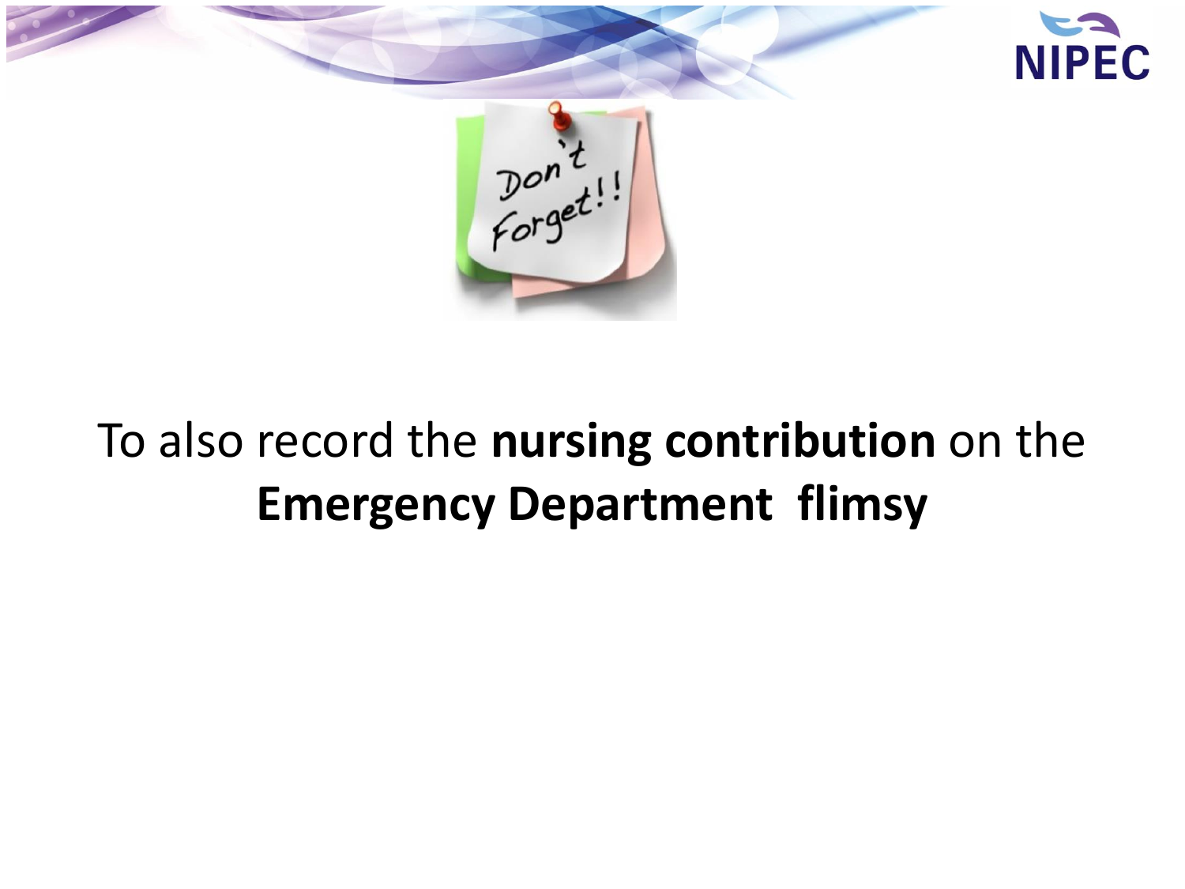To also record the **nursing contribution** on the **Emergency Department flimsy**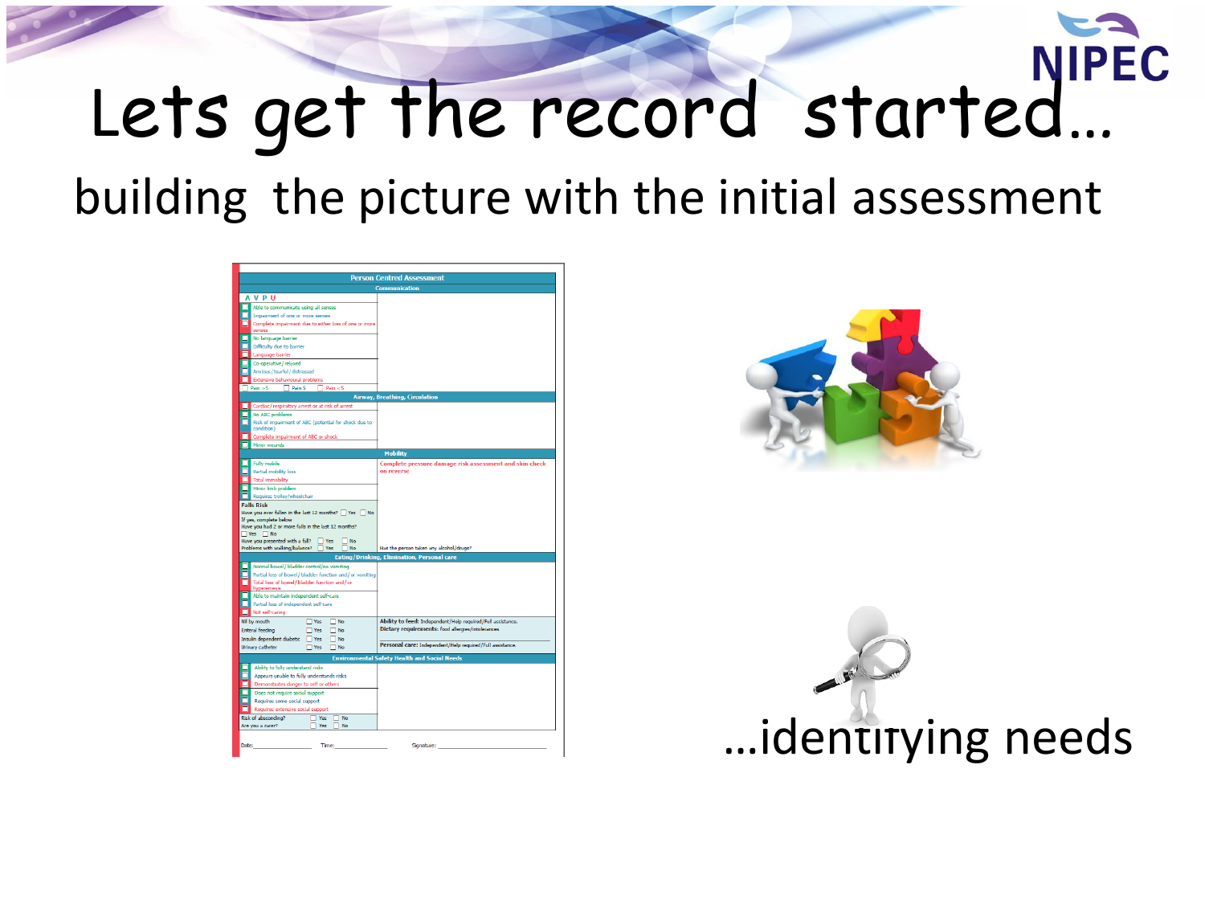# Lets get the record started…

## building the picture with the initial assessment

| Person Centred Assessment | |
|---|---|
| **Communication** | |
| A V P U | |
| Able to communicate using all senses | |
| Impairment of one or more senses | |
| Complete impairment due to either loss of one or more senses | |
| No language barrier | |
| Difficulty due to barrier | |
| Language barrier | |
| Co-operative / relaxed | |
| Anxious / fearful / distressed | |
| Extensive behavioural problems | |
| Pain >5 / Pain 5 / Pain <5 | |
| **Airway, Breathing, Circulation** | |
| Cardiac / respiratory arrest or at risk of arrest | |
| No ABC problems | |
| Risk of impairment of ABC (potential for shock due to condition) | |
| Complete impairment of ABC or shock | |
| Minor wounds | |
| **Mobility** | |
| Fully mobile | Complete pressure damage risk assessment and skin check on reverse |
| Partial mobility loss | |
| Total immobility | |
| Minor limb problem | |
| Requires trolley/wheelchair | |
| Falls Risk<br>Have you ever fallen in the last 12 months? Yes / No<br>If yes, complete below<br>Have you had 2 or more falls in the last 12 months? Yes / No<br>Have you presented with a fall? Yes / No<br>Problems with walking/balance? Yes / No | Has the person taken any alcohol/drugs? |
| **Eating/Drinking, Elimination, Personal care** | |
| Normal bowel / bladder control/no vomiting | |
| Partial loss of bowel / bladder function and / or vomiting | |
| Total loss of bowel / bladder function and / or hyperemesis | |
| Able to maintain independent self-care | |
| Partial loss of independent self-care | |
| Not self-caring | |
| Nil by mouth Yes / No<br>Enteral feeding Yes / No<br>Insulin dependent diabetic Yes / No<br>Urinary catheter Yes / No | Ability to feed: Independent/Help required/Full assistance.<br>Dietary requirements: food allergies/intolerances<br>Personal care: Independent/Help required/Full assistance. |
| **Environmental Safety Health and Social Needs** | |
| Ability to fully understand risks | |
| Appears unable to fully understands risks | |
| Demonstrates danger to self or others | |
| Does not require social support | |
| Requires some social support | |
| Requires extensive social support | |
| Risk of absconding? Yes / No<br>Are you a carer? Yes / No | |

Date:______________ Time:______________ Signature:______________________

…identifying needs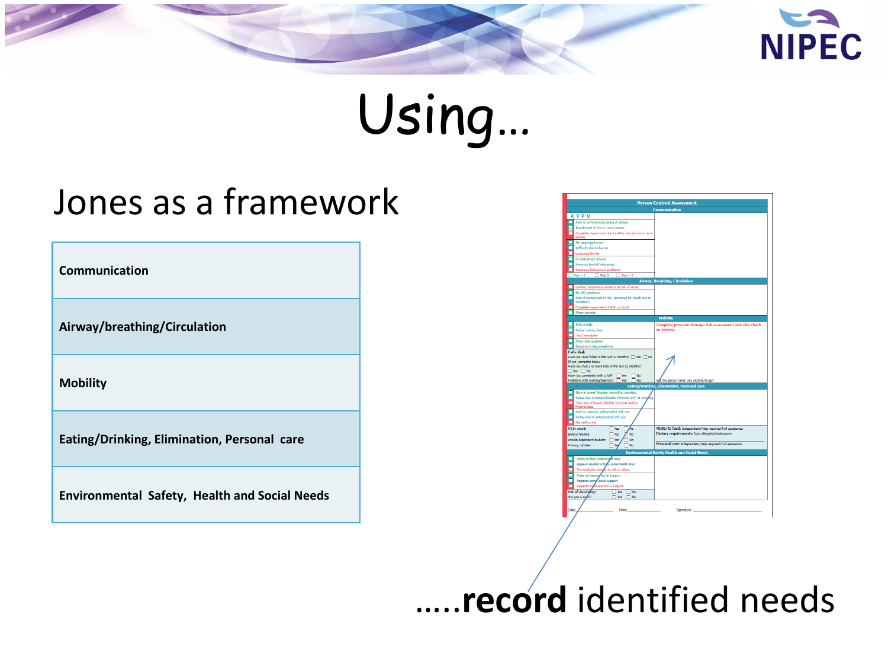# Using…

## Jones as a framework

| Communication |
|---|
| Airway/breathing/Circulation |
| Mobility |
| Eating/Drinking, Elimination, Personal care |
| Environmental Safety, Health and Social Needs |

…..**record** identified needs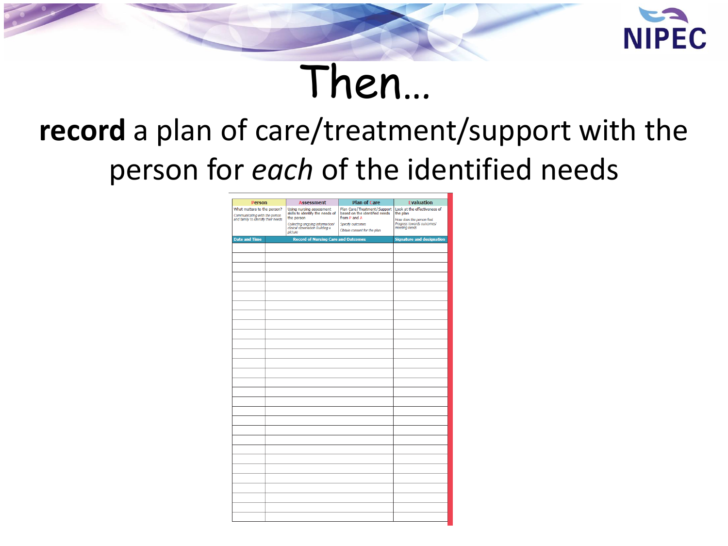# Then…

**record** a plan of care/treatment/support with the person for *each* of the identified needs

| Person | Assessment | Plan of Care | Evaluation |
|---|---|---|---|
| What matters to the person? *Communicating with the person and family to identify their needs* | Using nursing assessment skills to identify the needs of the person *Collecting ongoing information/ clinical observation Building a picture* | Plan Care/ Treatment/ Support based on the identified needs from P and A *Specify outcomes* *Obtain consent for the plan* | Look at the effectiveness of the plan *How does the person feel* *Progress towards outcomes/ meeting needs* |

| Date and Time | Record of Nursing Care and Outcomes | Signature and designation |
|---|---|---|
| | | |
| | | |
| | | |
| | | |
| | | |
| | | |
| | | |
| | | |
| | | |
| | | |
| | | |
| | | |
| | | |
| | | |
| | | |
| | | |
| | | |
| | | |
| | | |
| | | |
| | | |
| | | |
| | | |
| | | |
| | | |
| | | |
| | | |
| | | |
| | | |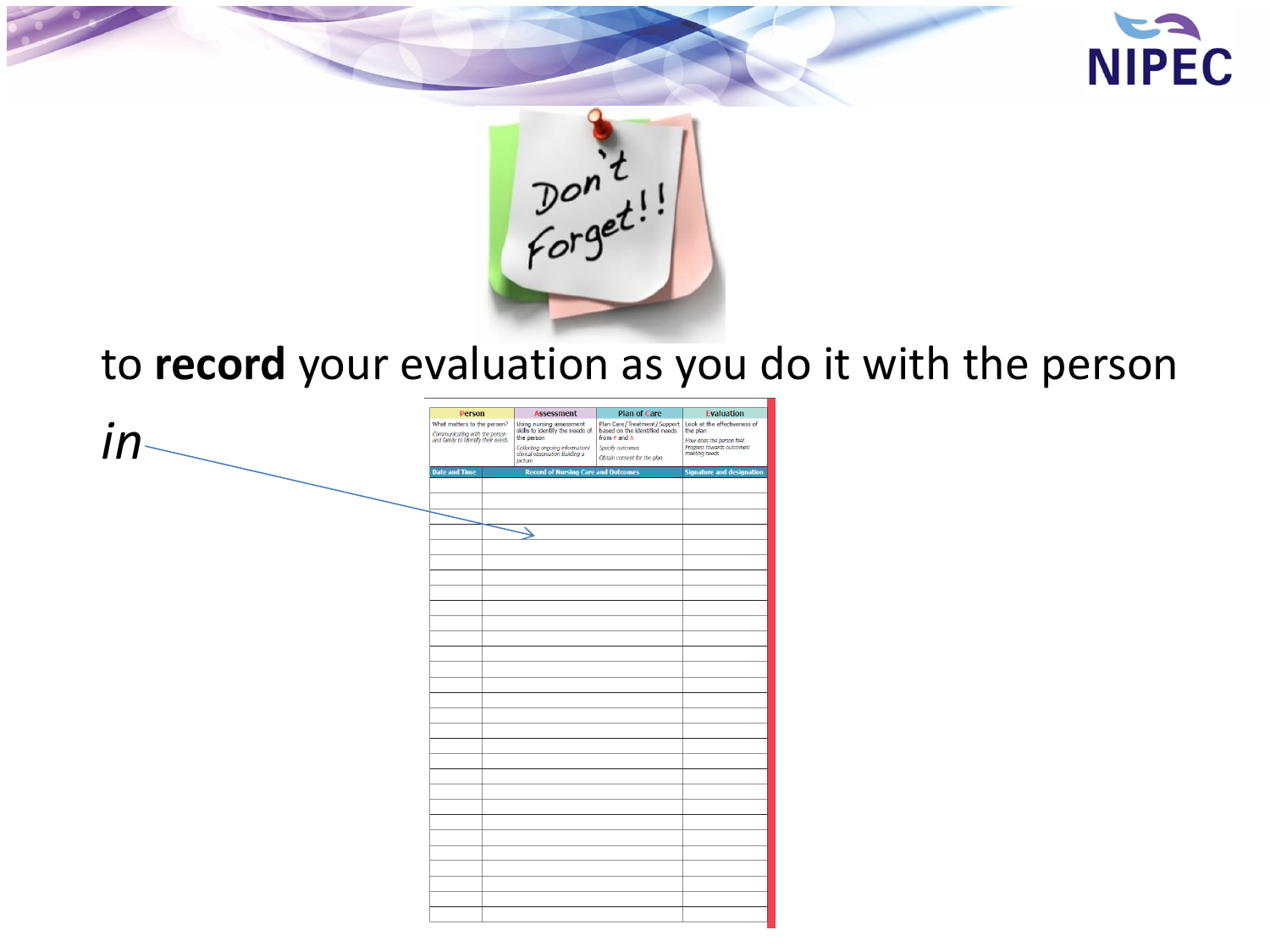Don't Forget!!

to **record** your evaluation as you do it with the person

*in*

| Person | Assessment | Plan of Care | Evaluation |
|---|---|---|---|
| What matters to the person? *Communicating with the person and family to identify their needs* | Using nursing assessment skills to identify the needs of the person *Collecting ongoing information/ clinical observation Building a picture* | Plan Care/Treatment/Support based on the identified needs from P and A *Specify outcomes* *Obtain consent for the plan* | Look at the effectiveness of the plan *How does the person feel* *Progress towards outcomes/ meeting needs* |

| Date and Time | Record of Nursing Care and Outcomes | Signature and designation |
|---|---|---|
| | | |
| | | |
| | | |
| | | |
| | | |
| | | |
| | | |
| | | |
| | | |
| | | |
| | | |
| | | |
| | | |
| | | |
| | | |
| | | |
| | | |
| | | |
| | | |
| | | |
| | | |
| | | |
| | | |
| | | |
| | | |
| | | |
| | | |
| | | |
| | | |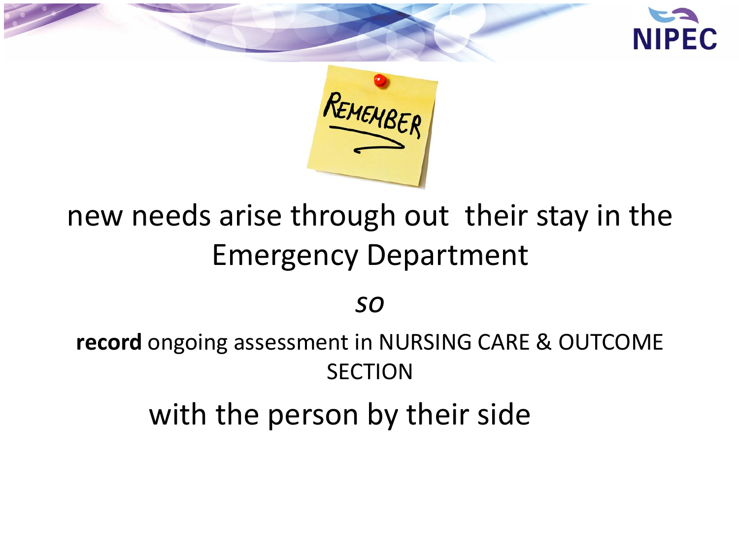REMEMBER

new needs arise through out  their stay in the Emergency Department

*so*

**record** ongoing assessment in NURSING CARE & OUTCOME SECTION

with the person by their side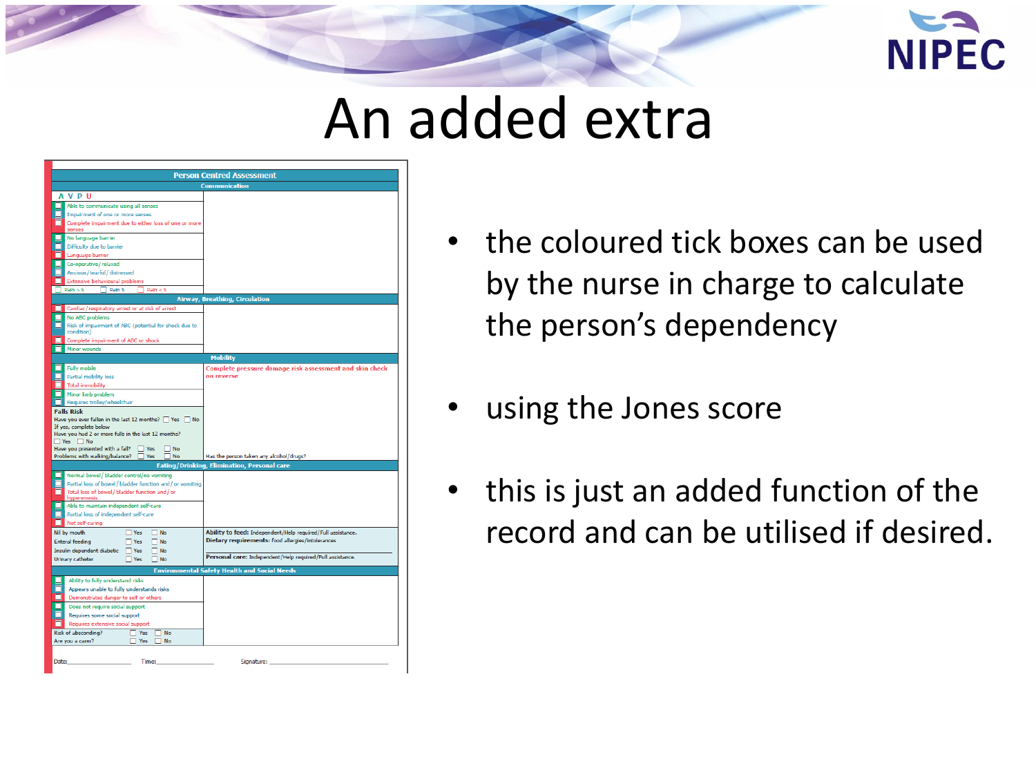# An added extra

**Person Centred Assessment**

**Communication**

A V P U

- Able to communicate using all senses
- Impairment of one or more senses
- Complete impairment due to either loss of one or more senses
- No language barrier
- Difficulty due to barrier
- Language barrier
- Co-operative/ relaxed
- Anxious/ tearful/ distressed
- Extensive behavioural problems
- Pain > 5 | Pain 5 | Pain < 5

**Airway, Breathing, Circulation**

- Cardiac/ respiratory arrest or at risk of arrest
- No ABC problems
- Risk of impairment of ABC (potential for shock due to condition)
- Complete impairment of ABC or shock
- Minor wounds

**Mobility**

- Fully mobile
- Partial mobility loss
- Total immobility
- Minor limb problem
- Requires trolley/wheelchair

Complete pressure damage risk assessment and skin check on reverse

**Falls Risk**

Have you ever fallen in the last 12 months? Yes No
If yes, complete below
Have you had 2 or more falls in the last 12 months? Yes No
Have you presented with a fall? Yes No
Problems with walking/balance? Yes No

Has the person taken any alcohol/drugs?

**Eating/Drinking, Elimination, Personal care**

- Normal bowel/ bladder control/no vomiting
- Partial loss of bowel/ bladder function and/ or vomiting
- Total loss of bowel/ bladder function and/ or hyperemesis
- Able to maintain independent self-care
- Partial loss of independent self-care
- Not self-caring

| | | |
|---|---|---|
| Nil by mouth | Yes | No |
| Enteral feeding | Yes | No |
| Insulin dependent diabetic | Yes | No |
| Urinary catheter | Yes | No |

**Ability to feed:** Independent/Help required/Full assistance.
**Dietary requirements:** food allergies/intolerances
**Personal care:** Independent/Help required/Full assistance.

**Environmental Safety Health and Social Needs**

- Ability to fully understand risks
- Appears unable to fully understands risks
- Demonstrates danger to self or others
- Does not require social support
- Requires some social support
- Requires extensive social support

Risk of absconding? Yes No
Are you a carer? Yes No

Date: ______ Time: ______ Signature: ______

- the coloured tick boxes can be used by the nurse in charge to calculate the person's dependency
- using the Jones score
- this is just an added function of the record and can be utilised if desired.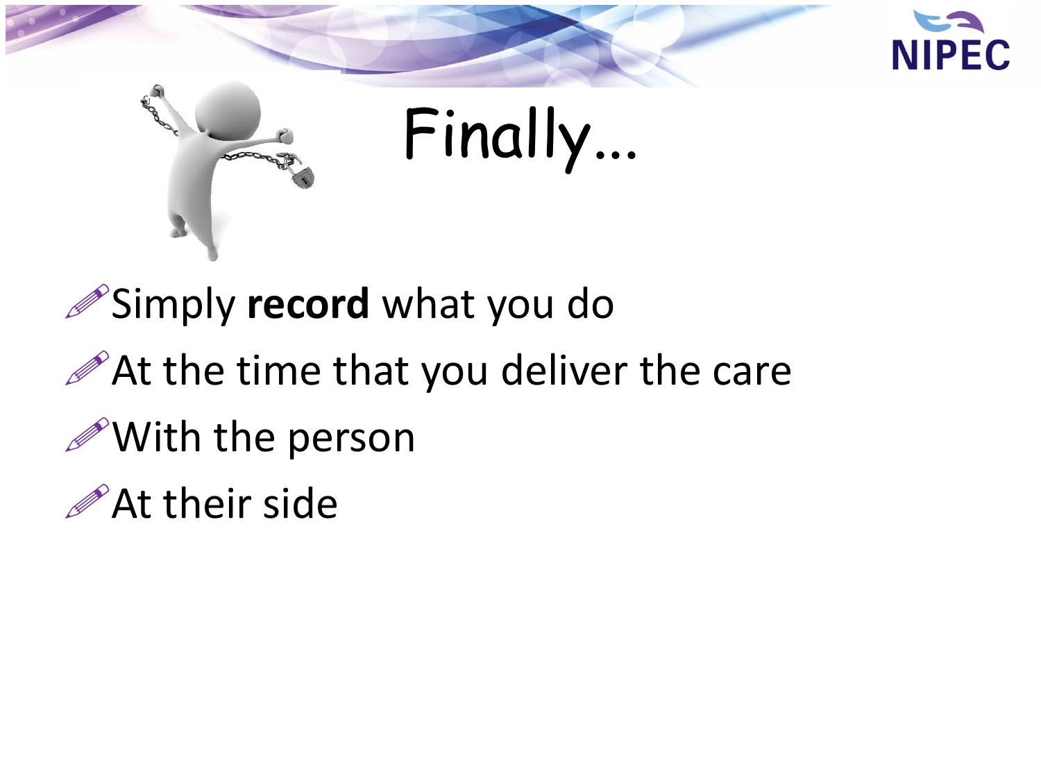# Finally…

- Simply **record** what you do
- At the time that you deliver the care
- With the person
- At their side